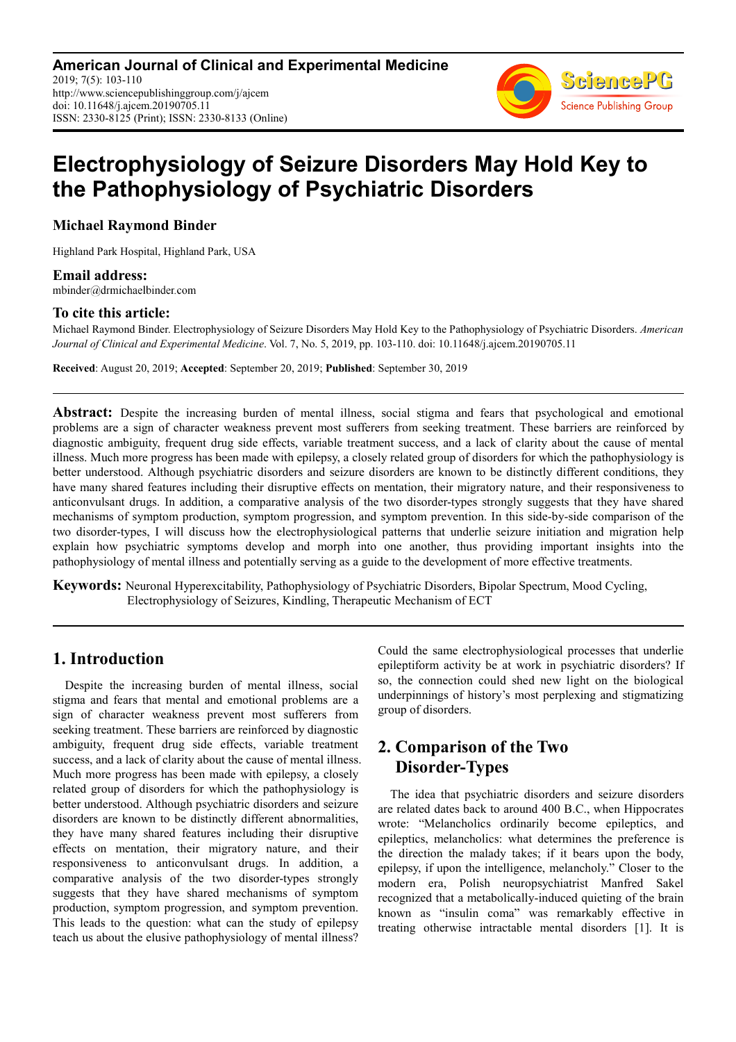# Electrophysiology of Seizure Disorders May Hold Key to the Pathophysiology of Psychiatric Disorders

**Michael Raymond Binder**

Highland Park Hospital, Highland Park, USA

**Email address:**
mbinder@drmichaelbinder.com

**To cite this article:**
Michael Raymond Binder. Electrophysiology of Seizure Disorders May Hold Key to the Pathophysiology of Psychiatric Disorders. *American Journal of Clinical and Experimental Medicine*. Vol. 7, No. 5, 2019, pp. 103-110. doi: 10.11648/j.ajcem.20190705.11

**Received**: August 20, 2019; **Accepted**: September 20, 2019; **Published**: September 30, 2019

**Abstract:** Despite the increasing burden of mental illness, social stigma and fears that psychological and emotional problems are a sign of character weakness prevent most sufferers from seeking treatment. These barriers are reinforced by diagnostic ambiguity, frequent drug side effects, variable treatment success, and a lack of clarity about the cause of mental illness. Much more progress has been made with epilepsy, a closely related group of disorders for which the pathophysiology is better understood. Although psychiatric disorders and seizure disorders are known to be distinctly different conditions, they have many shared features including their disruptive effects on mentation, their migratory nature, and their responsiveness to anticonvulsant drugs. In addition, a comparative analysis of the two disorder-types strongly suggests that they have shared mechanisms of symptom production, symptom progression, and symptom prevention. In this side-by-side comparison of the two disorder-types, I will discuss how the electrophysiological patterns that underlie seizure initiation and migration help explain how psychiatric symptoms develop and morph into one another, thus providing important insights into the pathophysiology of mental illness and potentially serving as a guide to the development of more effective treatments.

**Keywords:** Neuronal Hyperexcitability, Pathophysiology of Psychiatric Disorders, Bipolar Spectrum, Mood Cycling, Electrophysiology of Seizures, Kindling, Therapeutic Mechanism of ECT

## 1. Introduction

Despite the increasing burden of mental illness, social stigma and fears that mental and emotional problems are a sign of character weakness prevent most sufferers from seeking treatment. These barriers are reinforced by diagnostic ambiguity, frequent drug side effects, variable treatment success, and a lack of clarity about the cause of mental illness. Much more progress has been made with epilepsy, a closely related group of disorders for which the pathophysiology is better understood. Although psychiatric disorders and seizure disorders are known to be distinctly different abnormalities, they have many shared features including their disruptive effects on mentation, their migratory nature, and their responsiveness to anticonvulsant drugs. In addition, a comparative analysis of the two disorder-types strongly suggests that they have shared mechanisms of symptom production, symptom progression, and symptom prevention. This leads to the question: what can the study of epilepsy teach us about the elusive pathophysiology of mental illness? Could the same electrophysiological processes that underlie epileptiform activity be at work in psychiatric disorders? If so, the connection could shed new light on the biological underpinnings of history's most perplexing and stigmatizing group of disorders.

## 2. Comparison of the Two Disorder-Types

The idea that psychiatric disorders and seizure disorders are related dates back to around 400 B.C., when Hippocrates wrote: "Melancholics ordinarily become epileptics, and epileptics, melancholics: what determines the preference is the direction the malady takes; if it bears upon the body, epilepsy, if upon the intelligence, melancholy." Closer to the modern era, Polish neuropsychiatrist Manfred Sakel recognized that a metabolically-induced quieting of the brain known as "insulin coma" was remarkably effective in treating otherwise intractable mental disorders [1]. It is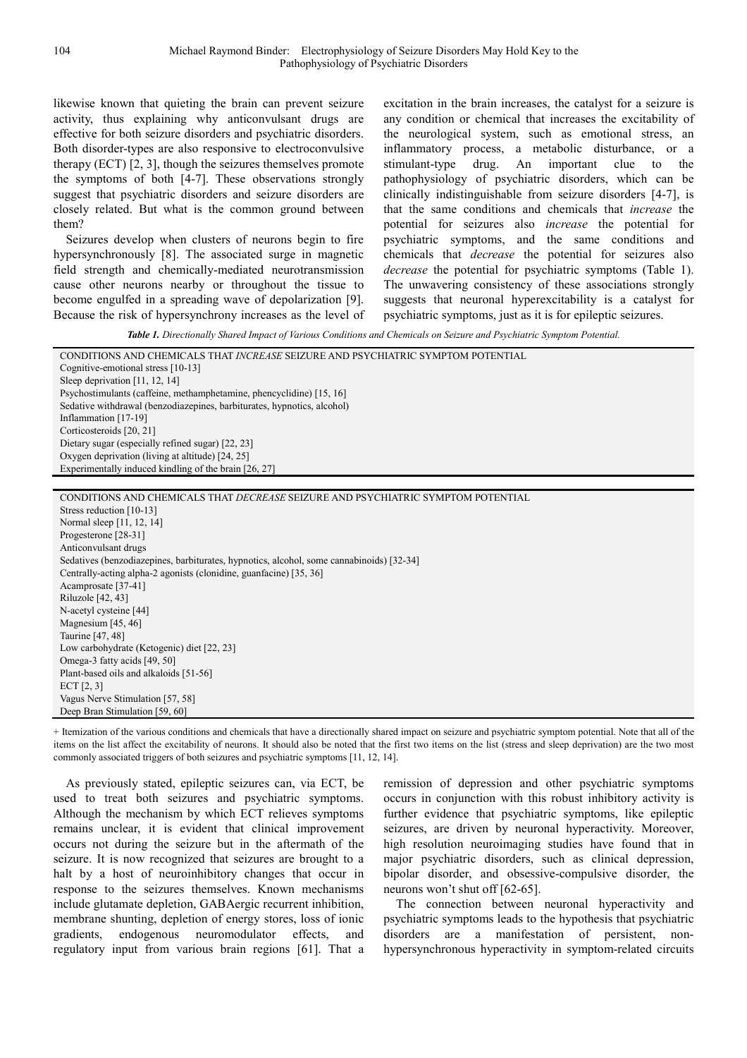likewise known that quieting the brain can prevent seizure activity, thus explaining why anticonvulsant drugs are effective for both seizure disorders and psychiatric disorders. Both disorder-types are also responsive to electroconvulsive therapy (ECT) [2, 3], though the seizures themselves promote the symptoms of both [4-7]. These observations strongly suggest that psychiatric disorders and seizure disorders are closely related. But what is the common ground between them?

Seizures develop when clusters of neurons begin to fire hypersynchronously [8]. The associated surge in magnetic field strength and chemically-mediated neurotransmission cause other neurons nearby or throughout the tissue to become engulfed in a spreading wave of depolarization [9]. Because the risk of hypersynchrony increases as the level of excitation in the brain increases, the catalyst for a seizure is any condition or chemical that increases the excitability of the neurological system, such as emotional stress, an inflammatory process, a metabolic disturbance, or a stimulant-type drug. An important clue to the pathophysiology of psychiatric disorders, which can be clinically indistinguishable from seizure disorders [4-7], is that the same conditions and chemicals that *increase* the potential for seizures also *increase* the potential for psychiatric symptoms, and the same conditions and chemicals that *decrease* the potential for seizures also *decrease* the potential for psychiatric symptoms (Table 1). The unwavering consistency of these associations strongly suggests that neuronal hyperexcitability is a catalyst for psychiatric symptoms, just as it is for epileptic seizures.

***Table 1.*** *Directionally Shared Impact of Various Conditions and Chemicals on Seizure and Psychiatric Symptom Potential.*

| CONDITIONS AND CHEMICALS THAT *INCREASE* SEIZURE AND PSYCHIATRIC SYMPTOM POTENTIAL |
|---|
| Cognitive-emotional stress [10-13] |
| Sleep deprivation [11, 12, 14] |
| Psychostimulants (caffeine, methamphetamine, phencyclidine) [15, 16] |
| Sedative withdrawal (benzodiazepines, barbiturates, hypnotics, alcohol) |
| Inflammation [17-19] |
| Corticosteroids [20, 21] |
| Dietary sugar (especially refined sugar) [22, 23] |
| Oxygen deprivation (living at altitude) [24, 25] |
| Experimentally induced kindling of the brain [26, 27] |

| CONDITIONS AND CHEMICALS THAT *DECREASE* SEIZURE AND PSYCHIATRIC SYMPTOM POTENTIAL |
|---|
| Stress reduction [10-13] |
| Normal sleep [11, 12, 14] |
| Progesterone [28-31] |
| Anticonvulsant drugs |
| Sedatives (benzodiazepines, barbiturates, hypnotics, alcohol, some cannabinoids) [32-34] |
| Centrally-acting alpha-2 agonists (clonidine, guanfacine) [35, 36] |
| Acamprosate [37-41] |
| Riluzole [42, 43] |
| N-acetyl cysteine [44] |
| Magnesium [45, 46] |
| Taurine [47, 48] |
| Low carbohydrate (Ketogenic) diet [22, 23] |
| Omega-3 fatty acids [49, 50] |
| Plant-based oils and alkaloids [51-56] |
| ECT [2, 3] |
| Vagus Nerve Stimulation [57, 58] |
| Deep Bran Stimulation [59, 60] |

+ Itemization of the various conditions and chemicals that have a directionally shared impact on seizure and psychiatric symptom potential. Note that all of the items on the list affect the excitability of neurons. It should also be noted that the first two items on the list (stress and sleep deprivation) are the two most commonly associated triggers of both seizures and psychiatric symptoms [11, 12, 14].

As previously stated, epileptic seizures can, via ECT, be used to treat both seizures and psychiatric symptoms. Although the mechanism by which ECT relieves symptoms remains unclear, it is evident that clinical improvement occurs not during the seizure but in the aftermath of the seizure. It is now recognized that seizures are brought to a halt by a host of neuroinhibitory changes that occur in response to the seizures themselves. Known mechanisms include glutamate depletion, GABAergic recurrent inhibition, membrane shunting, depletion of energy stores, loss of ionic gradients, endogenous neuromodulator effects, and regulatory input from various brain regions [61]. That a remission of depression and other psychiatric symptoms occurs in conjunction with this robust inhibitory activity is further evidence that psychiatric symptoms, like epileptic seizures, are driven by neuronal hyperactivity. Moreover, high resolution neuroimaging studies have found that in major psychiatric disorders, such as clinical depression, bipolar disorder, and obsessive-compulsive disorder, the neurons won't shut off [62-65].

The connection between neuronal hyperactivity and psychiatric symptoms leads to the hypothesis that psychiatric disorders are a manifestation of persistent, non-hypersynchronous hyperactivity in symptom-related circuits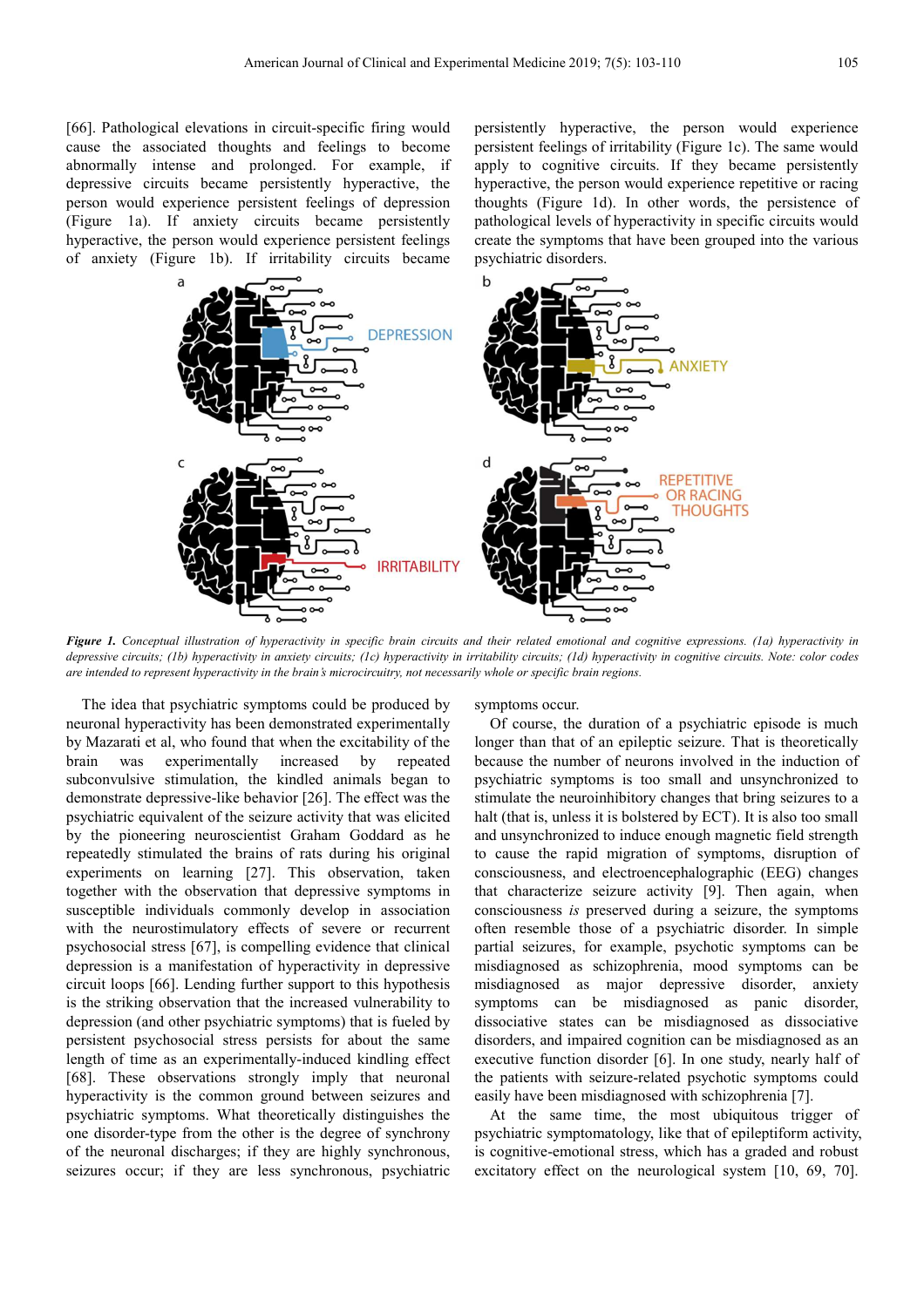[66]. Pathological elevations in circuit-specific firing would cause the associated thoughts and feelings to become abnormally intense and prolonged. For example, if depressive circuits became persistently hyperactive, the person would experience persistent feelings of depression (Figure 1a). If anxiety circuits became persistently hyperactive, the person would experience persistent feelings of anxiety (Figure 1b). If irritability circuits became persistently hyperactive, the person would experience persistent feelings of irritability (Figure 1c). The same would apply to cognitive circuits. If they became persistently hyperactive, the person would experience repetitive or racing thoughts (Figure 1d). In other words, the persistence of pathological levels of hyperactivity in specific circuits would create the symptoms that have been grouped into the various psychiatric disorders.

***Figure 1.*** *Conceptual illustration of hyperactivity in specific brain circuits and their related emotional and cognitive expressions. (1a) hyperactivity in depressive circuits; (1b) hyperactivity in anxiety circuits; (1c) hyperactivity in irritability circuits; (1d) hyperactivity in cognitive circuits. Note: color codes are intended to represent hyperactivity in the brain's microcircuitry, not necessarily whole or specific brain regions.*

The idea that psychiatric symptoms could be produced by neuronal hyperactivity has been demonstrated experimentally by Mazarati et al, who found that when the excitability of the brain was experimentally increased by repeated subconvulsive stimulation, the kindled animals began to demonstrate depressive-like behavior [26]. The effect was the psychiatric equivalent of the seizure activity that was elicited by the pioneering neuroscientist Graham Goddard as he repeatedly stimulated the brains of rats during his original experiments on learning [27]. This observation, taken together with the observation that depressive symptoms in susceptible individuals commonly develop in association with the neurostimulatory effects of severe or recurrent psychosocial stress [67], is compelling evidence that clinical depression is a manifestation of hyperactivity in depressive circuit loops [66]. Lending further support to this hypothesis is the striking observation that the increased vulnerability to depression (and other psychiatric symptoms) that is fueled by persistent psychosocial stress persists for about the same length of time as an experimentally-induced kindling effect [68]. These observations strongly imply that neuronal hyperactivity is the common ground between seizures and psychiatric symptoms. What theoretically distinguishes the one disorder-type from the other is the degree of synchrony of the neuronal discharges; if they are highly synchronous, seizures occur; if they are less synchronous, psychiatric symptoms occur.

Of course, the duration of a psychiatric episode is much longer than that of an epileptic seizure. That is theoretically because the number of neurons involved in the induction of psychiatric symptoms is too small and unsynchronized to stimulate the neuroinhibitory changes that bring seizures to a halt (that is, unless it is bolstered by ECT). It is also too small and unsynchronized to induce enough magnetic field strength to cause the rapid migration of symptoms, disruption of consciousness, and electroencephalographic (EEG) changes that characterize seizure activity [9]. Then again, when consciousness *is* preserved during a seizure, the symptoms often resemble those of a psychiatric disorder. In simple partial seizures, for example, psychotic symptoms can be misdiagnosed as schizophrenia, mood symptoms can be misdiagnosed as major depressive disorder, anxiety symptoms can be misdiagnosed as panic disorder, dissociative states can be misdiagnosed as dissociative disorders, and impaired cognition can be misdiagnosed as an executive function disorder [6]. In one study, nearly half of the patients with seizure-related psychotic symptoms could easily have been misdiagnosed with schizophrenia [7].

At the same time, the most ubiquitous trigger of psychiatric symptomatology, like that of epileptiform activity, is cognitive-emotional stress, which has a graded and robust excitatory effect on the neurological system [10, 69, 70].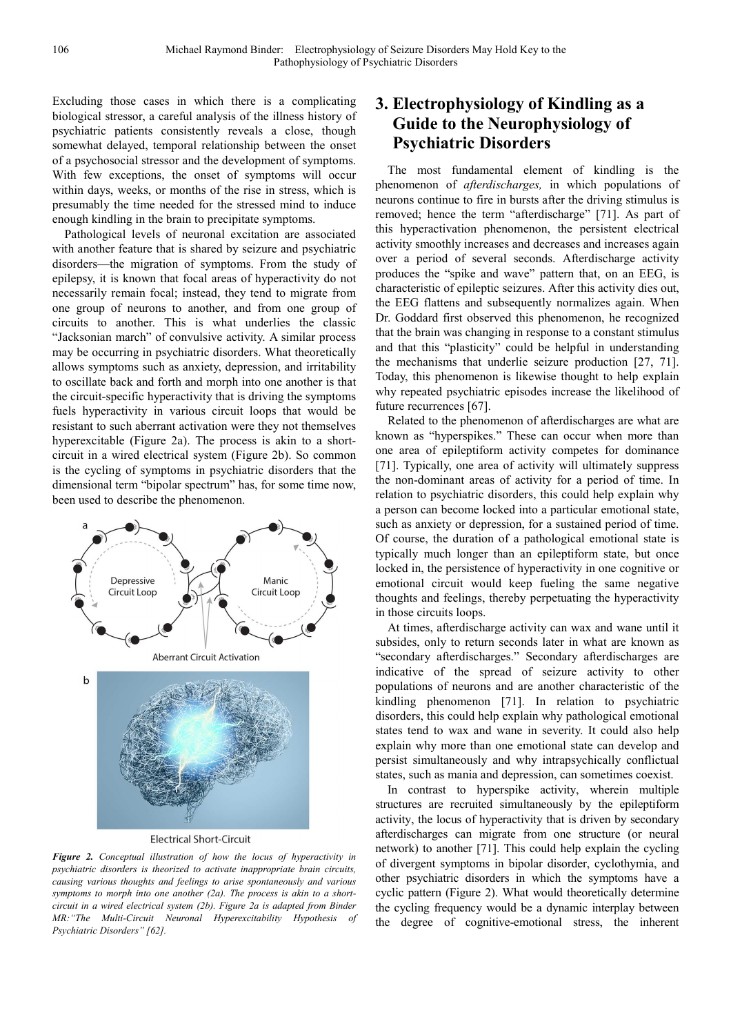Excluding those cases in which there is a complicating biological stressor, a careful analysis of the illness history of psychiatric patients consistently reveals a close, though somewhat delayed, temporal relationship between the onset of a psychosocial stressor and the development of symptoms. With few exceptions, the onset of symptoms will occur within days, weeks, or months of the rise in stress, which is presumably the time needed for the stressed mind to induce enough kindling in the brain to precipitate symptoms.

Pathological levels of neuronal excitation are associated with another feature that is shared by seizure and psychiatric disorders—the migration of symptoms. From the study of epilepsy, it is known that focal areas of hyperactivity do not necessarily remain focal; instead, they tend to migrate from one group of neurons to another, and from one group of circuits to another. This is what underlies the classic "Jacksonian march" of convulsive activity. A similar process may be occurring in psychiatric disorders. What theoretically allows symptoms such as anxiety, depression, and irritability to oscillate back and forth and morph into one another is that the circuit-specific hyperactivity that is driving the symptoms fuels hyperactivity in various circuit loops that would be resistant to such aberrant activation were they not themselves hyperexcitable (Figure 2a). The process is akin to a short-circuit in a wired electrical system (Figure 2b). So common is the cycling of symptoms in psychiatric disorders that the dimensional term "bipolar spectrum" has, for some time now, been used to describe the phenomenon.

a

Depressive Circuit Loop

Manic Circuit Loop

Aberrant Circuit Activation

b

Electrical Short-Circuit

***Figure 2.*** *Conceptual illustration of how the locus of hyperactivity in psychiatric disorders is theorized to activate inappropriate brain circuits, causing various thoughts and feelings to arise spontaneously and various symptoms to morph into one another (2a). The process is akin to a short-circuit in a wired electrical system (2b). Figure 2a is adapted from Binder MR:"The Multi-Circuit Neuronal Hyperexcitability Hypothesis of Psychiatric Disorders" [62].*

# 3. Electrophysiology of Kindling as a Guide to the Neurophysiology of Psychiatric Disorders

The most fundamental element of kindling is the phenomenon of *afterdischarges,* in which populations of neurons continue to fire in bursts after the driving stimulus is removed; hence the term "afterdischarge" [71]. As part of this hyperactivation phenomenon, the persistent electrical activity smoothly increases and decreases and increases again over a period of several seconds. Afterdischarge activity produces the "spike and wave" pattern that, on an EEG, is characteristic of epileptic seizures. After this activity dies out, the EEG flattens and subsequently normalizes again. When Dr. Goddard first observed this phenomenon, he recognized that the brain was changing in response to a constant stimulus and that this "plasticity" could be helpful in understanding the mechanisms that underlie seizure production [27, 71]. Today, this phenomenon is likewise thought to help explain why repeated psychiatric episodes increase the likelihood of future recurrences [67].

Related to the phenomenon of afterdischarges are what are known as "hyperspikes." These can occur when more than one area of epileptiform activity competes for dominance [71]. Typically, one area of activity will ultimately suppress the non-dominant areas of activity for a period of time. In relation to psychiatric disorders, this could help explain why a person can become locked into a particular emotional state, such as anxiety or depression, for a sustained period of time. Of course, the duration of a pathological emotional state is typically much longer than an epileptiform state, but once locked in, the persistence of hyperactivity in one cognitive or emotional circuit would keep fueling the same negative thoughts and feelings, thereby perpetuating the hyperactivity in those circuits loops.

At times, afterdischarge activity can wax and wane until it subsides, only to return seconds later in what are known as "secondary afterdischarges." Secondary afterdischarges are indicative of the spread of seizure activity to other populations of neurons and are another characteristic of the kindling phenomenon [71]. In relation to psychiatric disorders, this could help explain why pathological emotional states tend to wax and wane in severity. It could also help explain why more than one emotional state can develop and persist simultaneously and why intrapsychically conflictual states, such as mania and depression, can sometimes coexist.

In contrast to hyperspike activity, wherein multiple structures are recruited simultaneously by the epileptiform activity, the locus of hyperactivity that is driven by secondary afterdischarges can migrate from one structure (or neural network) to another [71]. This could help explain the cycling of divergent symptoms in bipolar disorder, cyclothymia, and other psychiatric disorders in which the symptoms have a cyclic pattern (Figure 2). What would theoretically determine the cycling frequency would be a dynamic interplay between the degree of cognitive-emotional stress, the inherent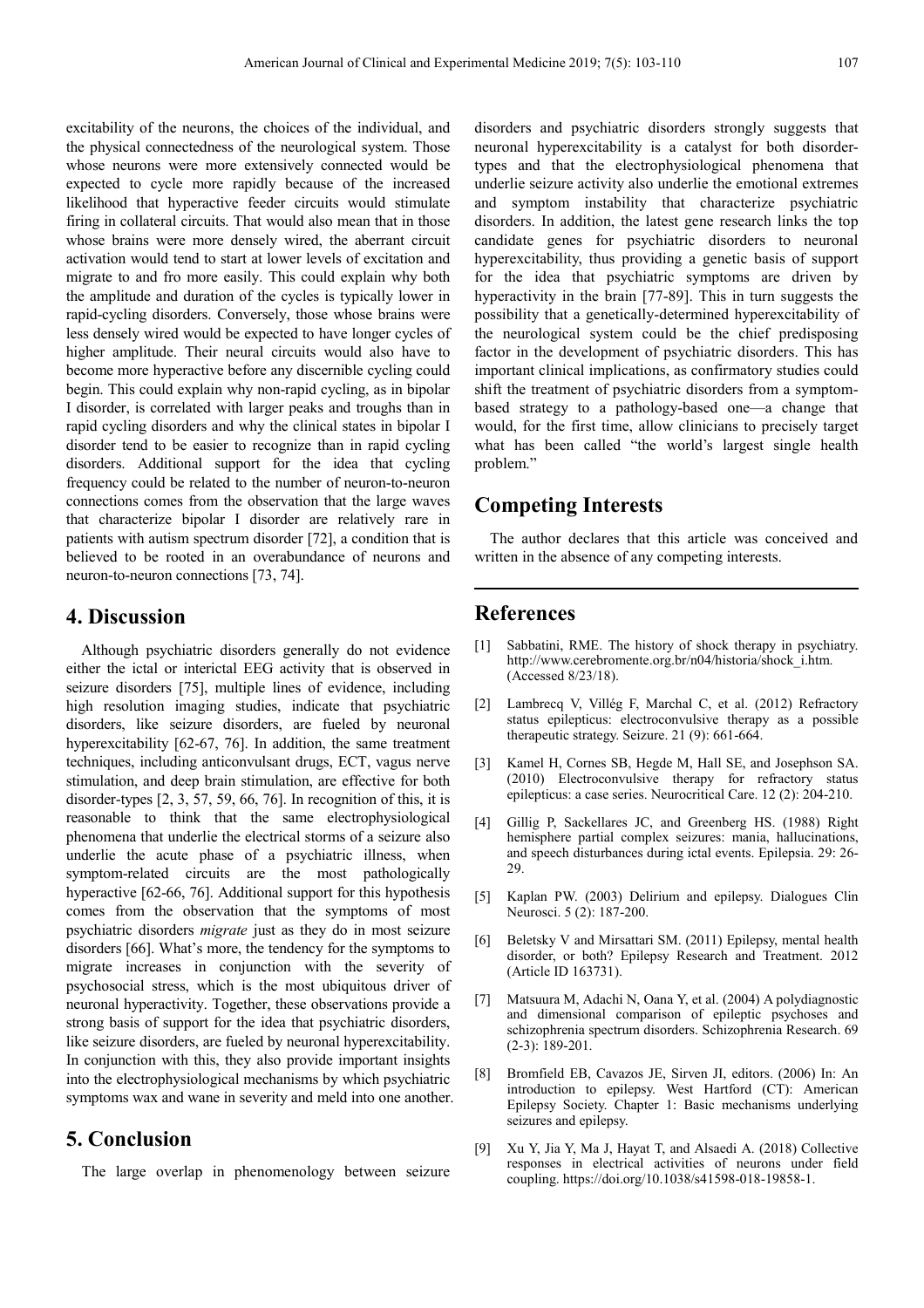excitability of the neurons, the choices of the individual, and the physical connectedness of the neurological system. Those whose neurons were more extensively connected would be expected to cycle more rapidly because of the increased likelihood that hyperactive feeder circuits would stimulate firing in collateral circuits. That would also mean that in those whose brains were more densely wired, the aberrant circuit activation would tend to start at lower levels of excitation and migrate to and fro more easily. This could explain why both the amplitude and duration of the cycles is typically lower in rapid-cycling disorders. Conversely, those whose brains were less densely wired would be expected to have longer cycles of higher amplitude. Their neural circuits would also have to become more hyperactive before any discernible cycling could begin. This could explain why non-rapid cycling, as in bipolar I disorder, is correlated with larger peaks and troughs than in rapid cycling disorders and why the clinical states in bipolar I disorder tend to be easier to recognize than in rapid cycling disorders. Additional support for the idea that cycling frequency could be related to the number of neuron-to-neuron connections comes from the observation that the large waves that characterize bipolar I disorder are relatively rare in patients with autism spectrum disorder [72], a condition that is believed to be rooted in an overabundance of neurons and neuron-to-neuron connections [73, 74].

## 4. Discussion

Although psychiatric disorders generally do not evidence either the ictal or interictal EEG activity that is observed in seizure disorders [75], multiple lines of evidence, including high resolution imaging studies, indicate that psychiatric disorders, like seizure disorders, are fueled by neuronal hyperexcitability [62-67, 76]. In addition, the same treatment techniques, including anticonvulsant drugs, ECT, vagus nerve stimulation, and deep brain stimulation, are effective for both disorder-types [2, 3, 57, 59, 66, 76]. In recognition of this, it is reasonable to think that the same electrophysiological phenomena that underlie the electrical storms of a seizure also underlie the acute phase of a psychiatric illness, when symptom-related circuits are the most pathologically hyperactive [62-66, 76]. Additional support for this hypothesis comes from the observation that the symptoms of most psychiatric disorders *migrate* just as they do in most seizure disorders [66]. What's more, the tendency for the symptoms to migrate increases in conjunction with the severity of psychosocial stress, which is the most ubiquitous driver of neuronal hyperactivity. Together, these observations provide a strong basis of support for the idea that psychiatric disorders, like seizure disorders, are fueled by neuronal hyperexcitability. In conjunction with this, they also provide important insights into the electrophysiological mechanisms by which psychiatric symptoms wax and wane in severity and meld into one another.

## 5. Conclusion

The large overlap in phenomenology between seizure disorders and psychiatric disorders strongly suggests that neuronal hyperexcitability is a catalyst for both disorder-types and that the electrophysiological phenomena that underlie seizure activity also underlie the emotional extremes and symptom instability that characterize psychiatric disorders. In addition, the latest gene research links the top candidate genes for psychiatric disorders to neuronal hyperexcitability, thus providing a genetic basis of support for the idea that psychiatric symptoms are driven by hyperactivity in the brain [77-89]. This in turn suggests the possibility that a genetically-determined hyperexcitability of the neurological system could be the chief predisposing factor in the development of psychiatric disorders. This has important clinical implications, as confirmatory studies could shift the treatment of psychiatric disorders from a symptom-based strategy to a pathology-based one—a change that would, for the first time, allow clinicians to precisely target what has been called "the world's largest single health problem."

## Competing Interests

The author declares that this article was conceived and written in the absence of any competing interests.

## References

[1] Sabbatini, RME. The history of shock therapy in psychiatry. http://www.cerebromente.org.br/n04/historia/shock_i.htm. (Accessed 8/23/18).

[2] Lambrecq V, Villég F, Marchal C, et al. (2012) Refractory status epilepticus: electroconvulsive therapy as a possible therapeutic strategy. Seizure. 21 (9): 661-664.

[3] Kamel H, Cornes SB, Hegde M, Hall SE, and Josephson SA. (2010) Electroconvulsive therapy for refractory status epilepticus: a case series. Neurocritical Care. 12 (2): 204-210.

[4] Gillig P, Sackellares JC, and Greenberg HS. (1988) Right hemisphere partial complex seizures: mania, hallucinations, and speech disturbances during ictal events. Epilepsia. 29: 26-29.

[5] Kaplan PW. (2003) Delirium and epilepsy. Dialogues Clin Neurosci. 5 (2): 187-200.

[6] Beletsky V and Mirsattari SM. (2011) Epilepsy, mental health disorder, or both? Epilepsy Research and Treatment. 2012 (Article ID 163731).

[7] Matsuura M, Adachi N, Oana Y, et al. (2004) A polydiagnostic and dimensional comparison of epileptic psychoses and schizophrenia spectrum disorders. Schizophrenia Research. 69 (2-3): 189-201.

[8] Bromfield EB, Cavazos JE, Sirven JI, editors. (2006) In: An introduction to epilepsy. West Hartford (CT): American Epilepsy Society. Chapter 1: Basic mechanisms underlying seizures and epilepsy.

[9] Xu Y, Jia Y, Ma J, Hayat T, and Alsaedi A. (2018) Collective responses in electrical activities of neurons under field coupling. https://doi.org/10.1038/s41598-018-19858-1.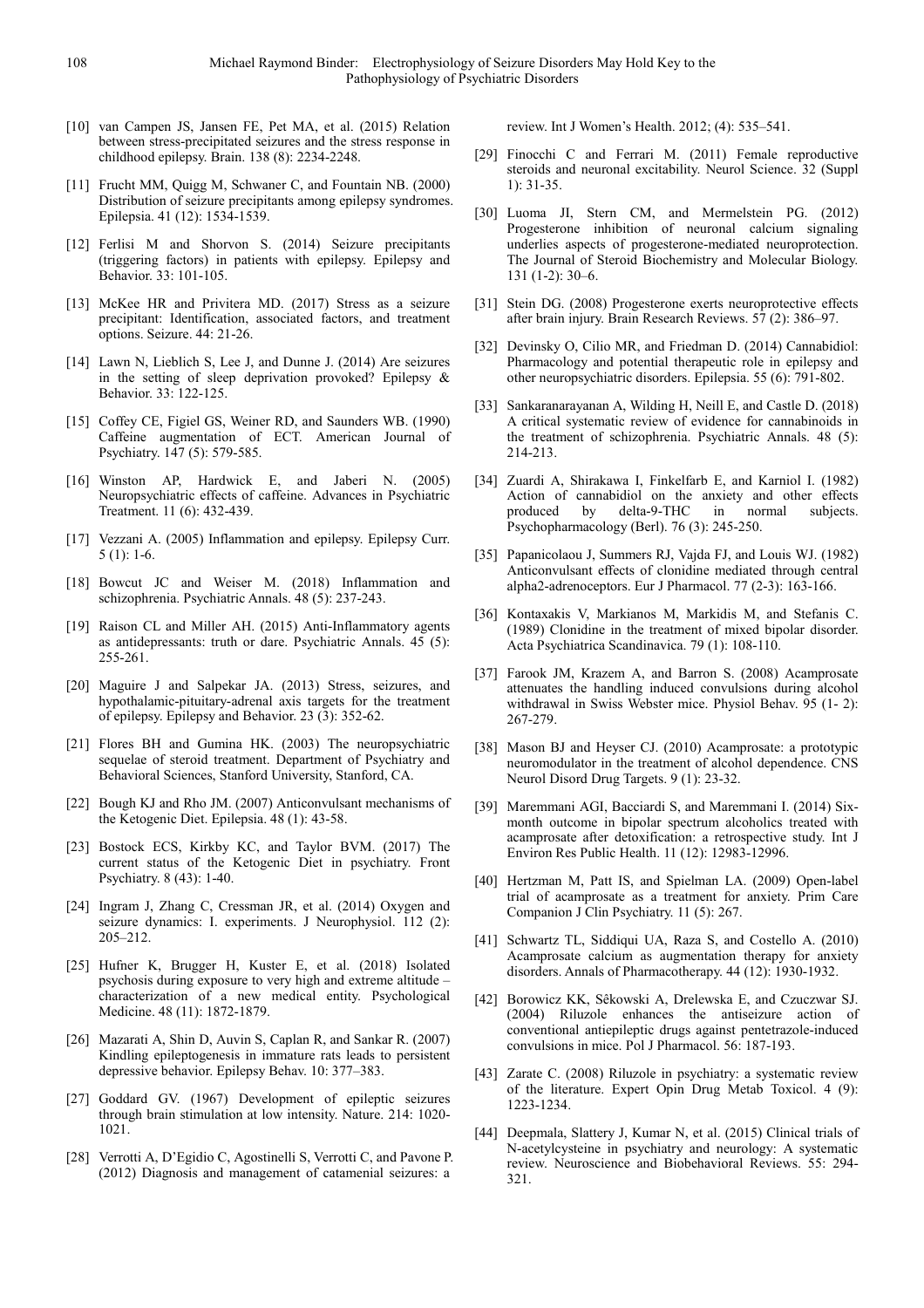[10] van Campen JS, Jansen FE, Pet MA, et al. (2015) Relation between stress-precipitated seizures and the stress response in childhood epilepsy. Brain. 138 (8): 2234-2248.

[11] Frucht MM, Quigg M, Schwaner C, and Fountain NB. (2000) Distribution of seizure precipitants among epilepsy syndromes. Epilepsia. 41 (12): 1534-1539.

[12] Ferlisi M and Shorvon S. (2014) Seizure precipitants (triggering factors) in patients with epilepsy. Epilepsy and Behavior. 33: 101-105.

[13] McKee HR and Privitera MD. (2017) Stress as a seizure precipitant: Identification, associated factors, and treatment options. Seizure. 44: 21-26.

[14] Lawn N, Lieblich S, Lee J, and Dunne J. (2014) Are seizures in the setting of sleep deprivation provoked? Epilepsy & Behavior. 33: 122-125.

[15] Coffey CE, Figiel GS, Weiner RD, and Saunders WB. (1990) Caffeine augmentation of ECT. American Journal of Psychiatry. 147 (5): 579-585.

[16] Winston AP, Hardwick E, and Jaberi N. (2005) Neuropsychiatric effects of caffeine. Advances in Psychiatric Treatment. 11 (6): 432-439.

[17] Vezzani A. (2005) Inflammation and epilepsy. Epilepsy Curr. 5 (1): 1-6.

[18] Bowcut JC and Weiser M. (2018) Inflammation and schizophrenia. Psychiatric Annals. 48 (5): 237-243.

[19] Raison CL and Miller AH. (2015) Anti-Inflammatory agents as antidepressants: truth or dare. Psychiatric Annals. 45 (5): 255-261.

[20] Maguire J and Salpekar JA. (2013) Stress, seizures, and hypothalamic-pituitary-adrenal axis targets for the treatment of epilepsy. Epilepsy and Behavior. 23 (3): 352-62.

[21] Flores BH and Gumina HK. (2003) The neuropsychiatric sequelae of steroid treatment. Department of Psychiatry and Behavioral Sciences, Stanford University, Stanford, CA.

[22] Bough KJ and Rho JM. (2007) Anticonvulsant mechanisms of the Ketogenic Diet. Epilepsia. 48 (1): 43-58.

[23] Bostock ECS, Kirkby KC, and Taylor BVM. (2017) The current status of the Ketogenic Diet in psychiatry. Front Psychiatry. 8 (43): 1-40.

[24] Ingram J, Zhang C, Cressman JR, et al. (2014) Oxygen and seizure dynamics: I. experiments. J Neurophysiol. 112 (2): 205–212.

[25] Hufner K, Brugger H, Kuster E, et al. (2018) Isolated psychosis during exposure to very high and extreme altitude – characterization of a new medical entity. Psychological Medicine. 48 (11): 1872-1879.

[26] Mazarati A, Shin D, Auvin S, Caplan R, and Sankar R. (2007) Kindling epileptogenesis in immature rats leads to persistent depressive behavior. Epilepsy Behav. 10: 377–383.

[27] Goddard GV. (1967) Development of epileptic seizures through brain stimulation at low intensity. Nature. 214: 1020-1021.

[28] Verrotti A, D'Egidio C, Agostinelli S, Verrotti C, and Pavone P. (2012) Diagnosis and management of catamenial seizures: a review. Int J Women's Health. 2012; (4): 535–541.

[29] Finocchi C and Ferrari M. (2011) Female reproductive steroids and neuronal excitability. Neurol Science. 32 (Suppl 1): 31-35.

[30] Luoma JI, Stern CM, and Mermelstein PG. (2012) Progesterone inhibition of neuronal calcium signaling underlies aspects of progesterone-mediated neuroprotection. The Journal of Steroid Biochemistry and Molecular Biology. 131 (1-2): 30–6.

[31] Stein DG. (2008) Progesterone exerts neuroprotective effects after brain injury. Brain Research Reviews. 57 (2): 386–97.

[32] Devinsky O, Cilio MR, and Friedman D. (2014) Cannabidiol: Pharmacology and potential therapeutic role in epilepsy and other neuropsychiatric disorders. Epilepsia. 55 (6): 791-802.

[33] Sankaranarayanan A, Wilding H, Neill E, and Castle D. (2018) A critical systematic review of evidence for cannabinoids in the treatment of schizophrenia. Psychiatric Annals. 48 (5): 214-213.

[34] Zuardi A, Shirakawa I, Finkelfarb E, and Karniol I. (1982) Action of cannabidiol on the anxiety and other effects produced by delta-9-THC in normal subjects. Psychopharmacology (Berl). 76 (3): 245-250.

[35] Papanicolaou J, Summers RJ, Vajda FJ, and Louis WJ. (1982) Anticonvulsant effects of clonidine mediated through central alpha2-adrenoceptors. Eur J Pharmacol. 77 (2-3): 163-166.

[36] Kontaxakis V, Markianos M, Markidis M, and Stefanis C. (1989) Clonidine in the treatment of mixed bipolar disorder. Acta Psychiatrica Scandinavica. 79 (1): 108-110.

[37] Farook JM, Krazem A, and Barron S. (2008) Acamprosate attenuates the handling induced convulsions during alcohol withdrawal in Swiss Webster mice. Physiol Behav. 95 (1- 2): 267-279.

[38] Mason BJ and Heyser CJ. (2010) Acamprosate: a prototypic neuromodulator in the treatment of alcohol dependence. CNS Neurol Disord Drug Targets. 9 (1): 23-32.

[39] Maremmani AGI, Bacciardi S, and Maremmani I. (2014) Six-month outcome in bipolar spectrum alcoholics treated with acamprosate after detoxification: a retrospective study. Int J Environ Res Public Health. 11 (12): 12983-12996.

[40] Hertzman M, Patt IS, and Spielman LA. (2009) Open-label trial of acamprosate as a treatment for anxiety. Prim Care Companion J Clin Psychiatry. 11 (5): 267.

[41] Schwartz TL, Siddiqui UA, Raza S, and Costello A. (2010) Acamprosate calcium as augmentation therapy for anxiety disorders. Annals of Pharmacotherapy. 44 (12): 1930-1932.

[42] Borowicz KK, Sêkowski A, Drelewska E, and Czuczwar SJ. (2004) Riluzole enhances the antiseizure action of conventional antiepileptic drugs against pentetrazole-induced convulsions in mice. Pol J Pharmacol. 56: 187-193.

[43] Zarate C. (2008) Riluzole in psychiatry: a systematic review of the literature. Expert Opin Drug Metab Toxicol. 4 (9): 1223-1234.

[44] Deepmala, Slattery J, Kumar N, et al. (2015) Clinical trials of N-acetylcysteine in psychiatry and neurology: A systematic review. Neuroscience and Biobehavioral Reviews. 55: 294-321.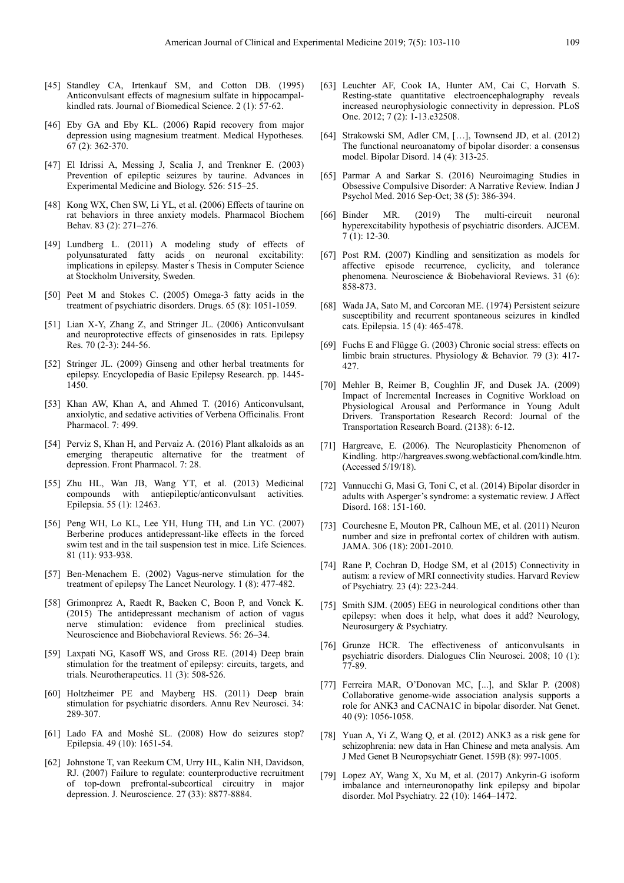[45] Standley CA, Irtenkauf SM, and Cotton DB. (1995) Anticonvulsant effects of magnesium sulfate in hippocampal-kindled rats. Journal of Biomedical Science. 2 (1): 57-62.

[46] Eby GA and Eby KL. (2006) Rapid recovery from major depression using magnesium treatment. Medical Hypotheses. 67 (2): 362-370.

[47] El Idrissi A, Messing J, Scalia J, and Trenkner E. (2003) Prevention of epileptic seizures by taurine. Advances in Experimental Medicine and Biology. 526: 515–25.

[48] Kong WX, Chen SW, Li YL, et al. (2006) Effects of taurine on rat behaviors in three anxiety models. Pharmacol Biochem Behav. 83 (2): 271–276.

[49] Lundberg L. (2011) A modeling study of effects of polyunsaturated fatty acids on neuronal excitability: implications in epilepsy. Master´s Thesis in Computer Science at Stockholm University, Sweden.

[50] Peet M and Stokes C. (2005) Omega-3 fatty acids in the treatment of psychiatric disorders. Drugs. 65 (8): 1051-1059.

[51] Lian X-Y, Zhang Z, and Stringer JL. (2006) Anticonvulsant and neuroprotective effects of ginsenosides in rats. Epilepsy Res. 70 (2-3): 244-56.

[52] Stringer JL. (2009) Ginseng and other herbal treatments for epilepsy. Encyclopedia of Basic Epilepsy Research. pp. 1445-1450.

[53] Khan AW, Khan A, and Ahmed T. (2016) Anticonvulsant, anxiolytic, and sedative activities of Verbena Officinalis. Front Pharmacol. 7: 499.

[54] Perviz S, Khan H, and Pervaiz A. (2016) Plant alkaloids as an emerging therapeutic alternative for the treatment of depression. Front Pharmacol. 7: 28.

[55] Zhu HL, Wan JB, Wang YT, et al. (2013) Medicinal compounds with antiepileptic/anticonvulsant activities. Epilepsia. 55 (1): 12463.

[56] Peng WH, Lo KL, Lee YH, Hung TH, and Lin YC. (2007) Berberine produces antidepressant-like effects in the forced swim test and in the tail suspension test in mice. Life Sciences. 81 (11): 933-938.

[57] Ben-Menachem E. (2002) Vagus-nerve stimulation for the treatment of epilepsy The Lancet Neurology. 1 (8): 477-482.

[58] Grimonprez A, Raedt R, Baeken C, Boon P, and Vonck K. (2015) The antidepressant mechanism of action of vagus nerve stimulation: evidence from preclinical studies. Neuroscience and Biobehavioral Reviews. 56: 26–34.

[59] Laxpati NG, Kasoff WS, and Gross RE. (2014) Deep brain stimulation for the treatment of epilepsy: circuits, targets, and trials. Neurotherapeutics. 11 (3): 508-526.

[60] Holtzheimer PE and Mayberg HS. (2011) Deep brain stimulation for psychiatric disorders. Annu Rev Neurosci. 34: 289-307.

[61] Lado FA and Moshé SL. (2008) How do seizures stop? Epilepsia. 49 (10): 1651-54.

[62] Johnstone T, van Reekum CM, Urry HL, Kalin NH, Davidson, RJ. (2007) Failure to regulate: counterproductive recruitment of top-down prefrontal-subcortical circuitry in major depression. J. Neuroscience. 27 (33): 8877-8884.

[63] Leuchter AF, Cook IA, Hunter AM, Cai C, Horvath S. Resting-state quantitative electroencephalography reveals increased neurophysiologic connectivity in depression. PLoS One. 2012; 7 (2): 1-13.e32508.

[64] Strakowski SM, Adler CM, […], Townsend JD, et al. (2012) The functional neuroanatomy of bipolar disorder: a consensus model. Bipolar Disord. 14 (4): 313-25.

[65] Parmar A and Sarkar S. (2016) Neuroimaging Studies in Obsessive Compulsive Disorder: A Narrative Review. Indian J Psychol Med. 2016 Sep-Oct; 38 (5): 386-394.

[66] Binder MR. (2019) The multi-circuit neuronal hyperexcitability hypothesis of psychiatric disorders. AJCEM. 7 (1): 12-30.

[67] Post RM. (2007) Kindling and sensitization as models for affective episode recurrence, cyclicity, and tolerance phenomena. Neuroscience & Biobehavioral Reviews. 31 (6): 858-873.

[68] Wada JA, Sato M, and Corcoran ME. (1974) Persistent seizure susceptibility and recurrent spontaneous seizures in kindled cats. Epilepsia. 15 (4): 465-478.

[69] Fuchs E and Flügge G. (2003) Chronic social stress: effects on limbic brain structures. Physiology & Behavior. 79 (3): 417-427.

[70] Mehler B, Reimer B, Coughlin JF, and Dusek JA. (2009) Impact of Incremental Increases in Cognitive Workload on Physiological Arousal and Performance in Young Adult Drivers. Transportation Research Record: Journal of the Transportation Research Board. (2138): 6-12.

[71] Hargreave, E. (2006). The Neuroplasticity Phenomenon of Kindling. http://hargreaves.swong.webfactional.com/kindle.htm. (Accessed 5/19/18).

[72] Vannucchi G, Masi G, Toni C, et al. (2014) Bipolar disorder in adults with Asperger's syndrome: a systematic review. J Affect Disord. 168: 151-160.

[73] Courchesne E, Mouton PR, Calhoun ME, et al. (2011) Neuron number and size in prefrontal cortex of children with autism. JAMA. 306 (18): 2001-2010.

[74] Rane P, Cochran D, Hodge SM, et al (2015) Connectivity in autism: a review of MRI connectivity studies. Harvard Review of Psychiatry. 23 (4): 223-244.

[75] Smith SJM. (2005) EEG in neurological conditions other than epilepsy: when does it help, what does it add? Neurology, Neurosurgery & Psychiatry.

[76] Grunze HCR. The effectiveness of anticonvulsants in psychiatric disorders. Dialogues Clin Neurosci. 2008; 10 (1): 77-89.

[77] Ferreira MAR, O'Donovan MC, [...], and Sklar P. (2008) Collaborative genome-wide association analysis supports a role for ANK3 and CACNA1C in bipolar disorder. Nat Genet. 40 (9): 1056-1058.

[78] Yuan A, Yi Z, Wang Q, et al. (2012) ANK3 as a risk gene for schizophrenia: new data in Han Chinese and meta analysis. Am J Med Genet B Neuropsychiatr Genet. 159B (8): 997-1005.

[79] Lopez AY, Wang X, Xu M, et al. (2017) Ankyrin-G isoform imbalance and interneuronopathy link epilepsy and bipolar disorder. Mol Psychiatry. 22 (10): 1464–1472.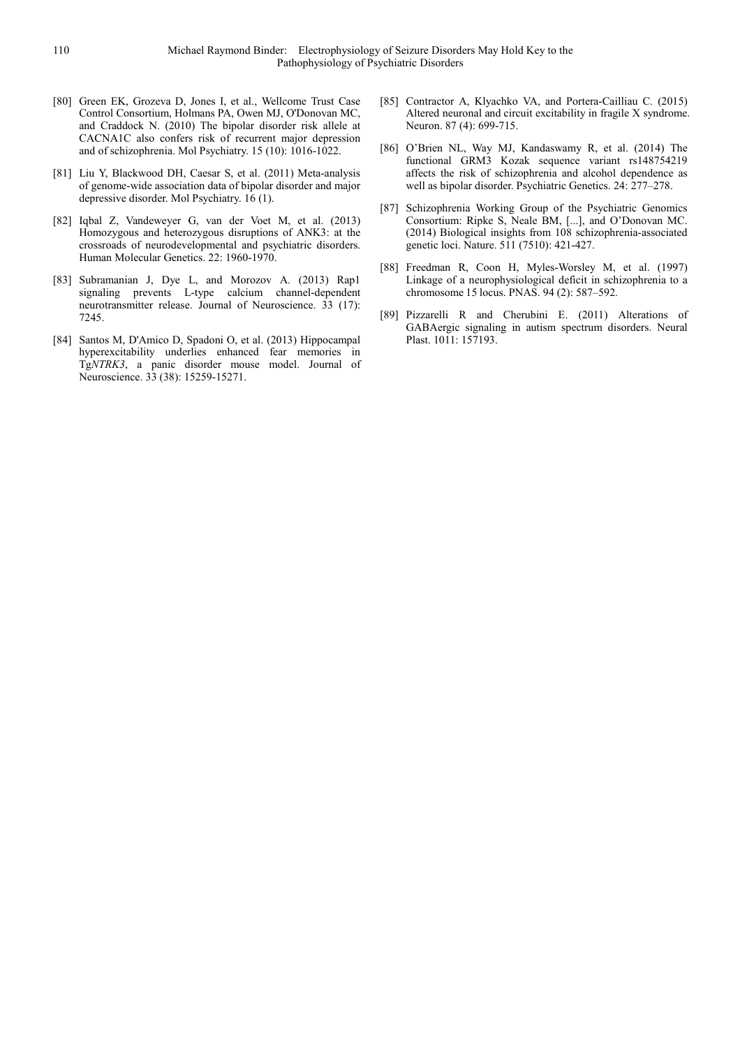[80] Green EK, Grozeva D, Jones I, et al., Wellcome Trust Case Control Consortium, Holmans PA, Owen MJ, O'Donovan MC, and Craddock N. (2010) The bipolar disorder risk allele at CACNA1C also confers risk of recurrent major depression and of schizophrenia. Mol Psychiatry. 15 (10): 1016-1022.

[81] Liu Y, Blackwood DH, Caesar S, et al. (2011) Meta-analysis of genome-wide association data of bipolar disorder and major depressive disorder. Mol Psychiatry. 16 (1).

[82] Iqbal Z, Vandeweyer G, van der Voet M, et al. (2013) Homozygous and heterozygous disruptions of ANK3: at the crossroads of neurodevelopmental and psychiatric disorders. Human Molecular Genetics. 22: 1960-1970.

[83] Subramanian J, Dye L, and Morozov A. (2013) Rap1 signaling prevents L-type calcium channel-dependent neurotransmitter release. Journal of Neuroscience. 33 (17): 7245.

[84] Santos M, D'Amico D, Spadoni O, et al. (2013) Hippocampal hyperexcitability underlies enhanced fear memories in Tg*NTRK3*, a panic disorder mouse model. Journal of Neuroscience. 33 (38): 15259-15271.

[85] Contractor A, Klyachko VA, and Portera-Cailliau C. (2015) Altered neuronal and circuit excitability in fragile X syndrome. Neuron. 87 (4): 699-715.

[86] O'Brien NL, Way MJ, Kandaswamy R, et al. (2014) The functional GRM3 Kozak sequence variant rs148754219 affects the risk of schizophrenia and alcohol dependence as well as bipolar disorder. Psychiatric Genetics. 24: 277–278.

[87] Schizophrenia Working Group of the Psychiatric Genomics Consortium: Ripke S, Neale BM, [...], and O'Donovan MC. (2014) Biological insights from 108 schizophrenia-associated genetic loci. Nature. 511 (7510): 421-427.

[88] Freedman R, Coon H, Myles-Worsley M, et al. (1997) Linkage of a neurophysiological deficit in schizophrenia to a chromosome 15 locus. PNAS. 94 (2): 587–592.

[89] Pizzarelli R and Cherubini E. (2011) Alterations of GABAergic signaling in autism spectrum disorders. Neural Plast. 1011: 157193.